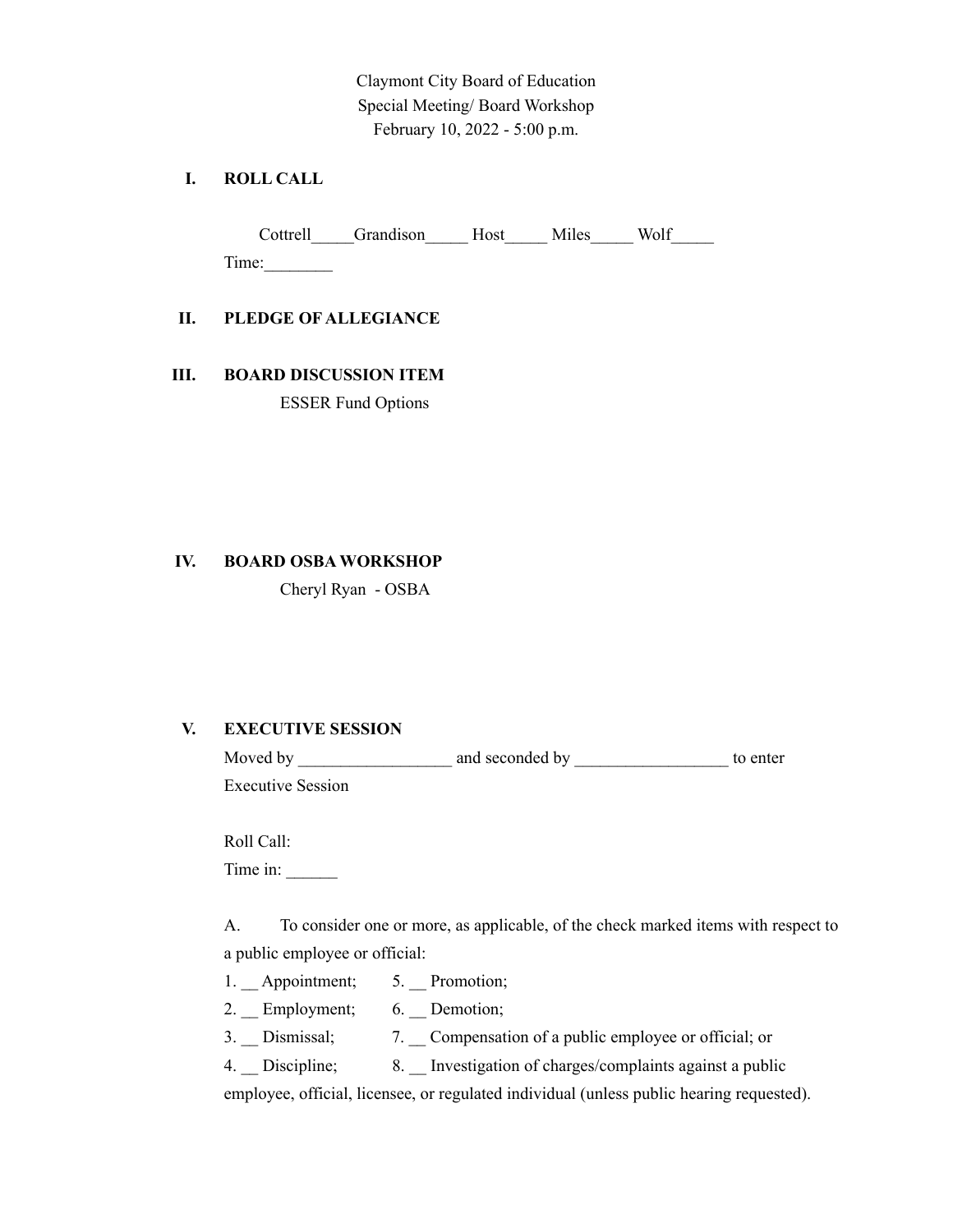Claymont City Board of Education
Special Meeting/ Board Workshop
February 10, 2022 - 5:00 p.m.

**I. ROLL CALL**

Cottrell_____Grandison_____ Host_____ Miles_____ Wolf_____

Time:________

**II. PLEDGE OF ALLEGIANCE**

**III. BOARD DISCUSSION ITEM**

ESSER Fund Options

**IV. BOARD OSBA WORKSHOP**

Cheryl Ryan - OSBA

**V. EXECUTIVE SESSION**

Moved by __________________ and seconded by __________________ to enter Executive Session

Roll Call:

Time in: ______

A. To consider one or more, as applicable, of the check marked items with respect to a public employee or official:

1. __ Appointment;
2. __ Employment;
3. __ Dismissal;
4. __ Discipline;
5. __ Promotion;
6. __ Demotion;
7. __ Compensation of a public employee or official; or
8. __ Investigation of charges/complaints against a public employee, official, licensee, or regulated individual (unless public hearing requested).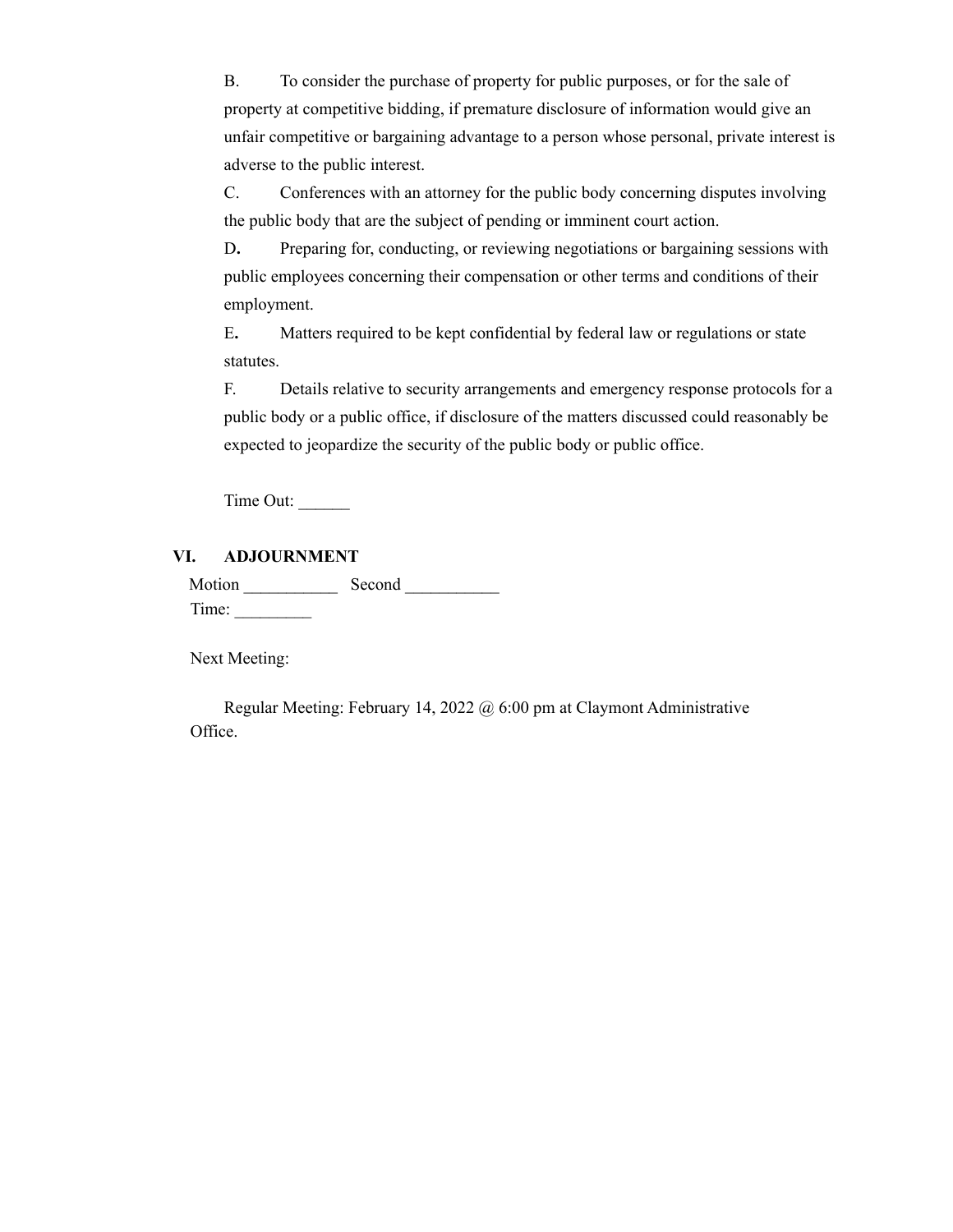B. To consider the purchase of property for public purposes, or for the sale of property at competitive bidding, if premature disclosure of information would give an unfair competitive or bargaining advantage to a person whose personal, private interest is adverse to the public interest.

C. Conferences with an attorney for the public body concerning disputes involving the public body that are the subject of pending or imminent court action.

D**.** Preparing for, conducting, or reviewing negotiations or bargaining sessions with public employees concerning their compensation or other terms and conditions of their employment.

E**.** Matters required to be kept confidential by federal law or regulations or state statutes.

F. Details relative to security arrangements and emergency response protocols for a public body or a public office, if disclosure of the matters discussed could reasonably be expected to jeopardize the security of the public body or public office.

Time Out: ______

## VI. ADJOURNMENT

Motion ___________ Second ___________

Time: _________

Next Meeting:

Regular Meeting: February 14, 2022 @ 6:00 pm at Claymont Administrative Office.